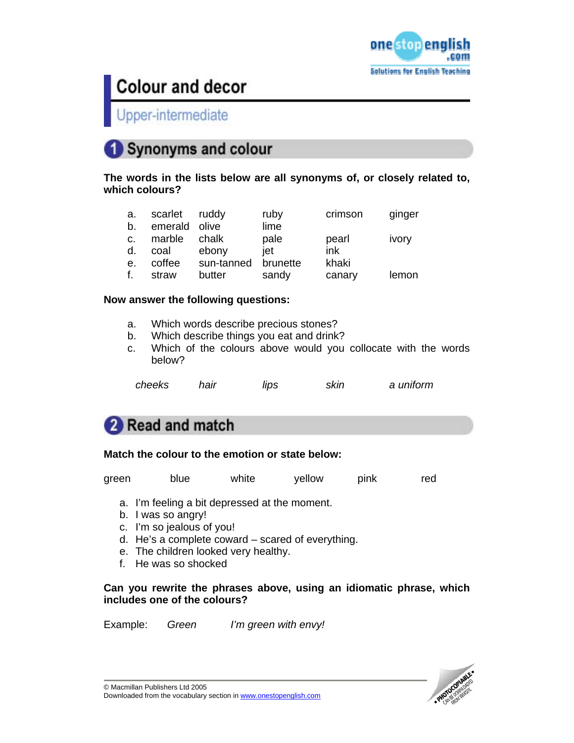# Colour and decor

## Upper-intermediate

## 1 Synonyms and colour

**The words in the lists below are all synonyms of, or closely related to, which colours?**

| | | | | | |
|---|---|---|---|---|---|
| a. | scarlet | ruddy | ruby | crimson | ginger |
| b. | emerald | olive | lime | | |
| c. | marble | chalk | pale | pearl | ivory |
| d. | coal | ebony | jet | ink | |
| e. | coffee | sun-tanned | brunette | khaki | |
| f. | straw | butter | sandy | canary | lemon |

**Now answer the following questions:**

a. Which words describe precious stones?
b. Which describe things you eat and drink?
c. Which of the colours above would you collocate with the words below?

*cheeks* *hair* *lips* *skin* *a uniform*

## 2 Read and match

**Match the colour to the emotion or state below:**

green blue white yellow pink red

a. I'm feeling a bit depressed at the moment.
b. I was so angry!
c. I'm so jealous of you!
d. He's a complete coward – scared of everything.
e. The children looked very healthy.
f. He was so shocked

**Can you rewrite the phrases above, using an idiomatic phrase, which includes one of the colours?**

Example: *Green* *I'm green with envy!*

© Macmillan Publishers Ltd 2005
Downloaded from the vocabulary section in www.onestopenglish.com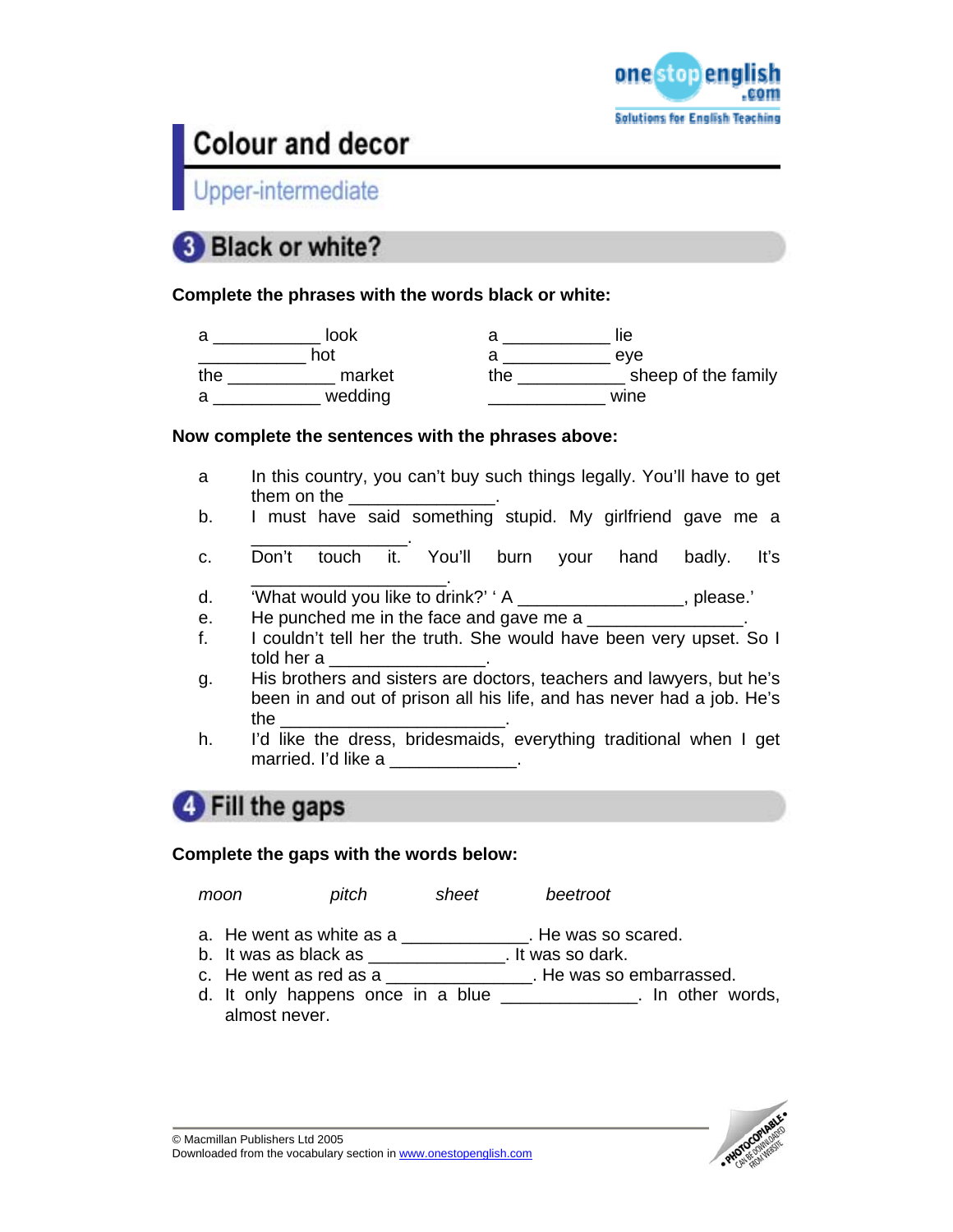# Colour and decor

## Upper-intermediate

### 3 Black or white?

**Complete the phrases with the words black or white:**

| | |
|---|---|
| a ___________ look | a ___________ lie |
| ___________ hot | a ___________ eye |
| the ___________ market | the ___________ sheep of the family |
| a ___________ wedding | ____________ wine |

**Now complete the sentences with the phrases above:**

a. In this country, you can't buy such things legally. You'll have to get them on the _______________.

b. I must have said something stupid. My girlfriend gave me a _______________.

c. Don't touch it. You'll burn your hand badly. It's ___________________.

d. 'What would you like to drink?' ' A _________________, please.'

e. He punched me in the face and gave me a ________________.

f. I couldn't tell her the truth. She would have been very upset. So I told her a ________________.

g. His brothers and sisters are doctors, teachers and lawyers, but he's been in and out of prison all his life, and has never had a job. He's the _______________________.

h. I'd like the dress, bridesmaids, everything traditional when I get married. I'd like a _____________.

### 4 Fill the gaps

**Complete the gaps with the words below:**

*moon* *pitch* *sheet* *beetroot*

a. He went as white as a _____________. He was so scared.

b. It was as black as ______________. It was so dark.

c. He went as red as a _______________. He was so embarrassed.

d. It only happens once in a blue ______________. In other words, almost never.

© Macmillan Publishers Ltd 2005
Downloaded from the vocabulary section in www.onestopenglish.com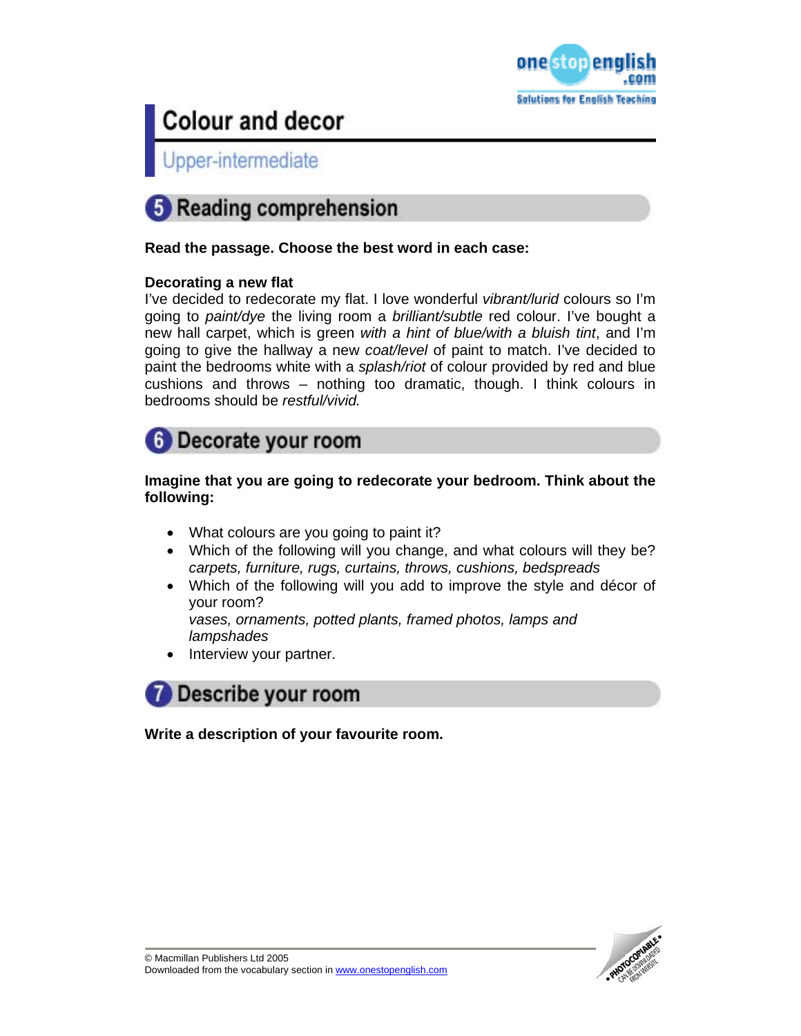# Colour and decor

## Upper-intermediate

## 5 Reading comprehension

**Read the passage. Choose the best word in each case:**

**Decorating a new flat**

I've decided to redecorate my flat. I love wonderful *vibrant/lurid* colours so I'm going to *paint/dye* the living room a *brilliant/subtle* red colour. I've bought a new hall carpet, which is green *with a hint of blue/with a bluish tint*, and I'm going to give the hallway a new *coat/level* of paint to match. I've decided to paint the bedrooms white with a *splash/riot* of colour provided by red and blue cushions and throws – nothing too dramatic, though. I think colours in bedrooms should be *restful/vivid.*

## 6 Decorate your room

**Imagine that you are going to redecorate your bedroom. Think about the following:**

- What colours are you going to paint it?
- Which of the following will you change, and what colours will they be?
  *carpets, furniture, rugs, curtains, throws, cushions, bedspreads*
- Which of the following will you add to improve the style and décor of your room?
  *vases, ornaments, potted plants, framed photos, lamps and lampshades*
- Interview your partner.

## 7 Describe your room

**Write a description of your favourite room.**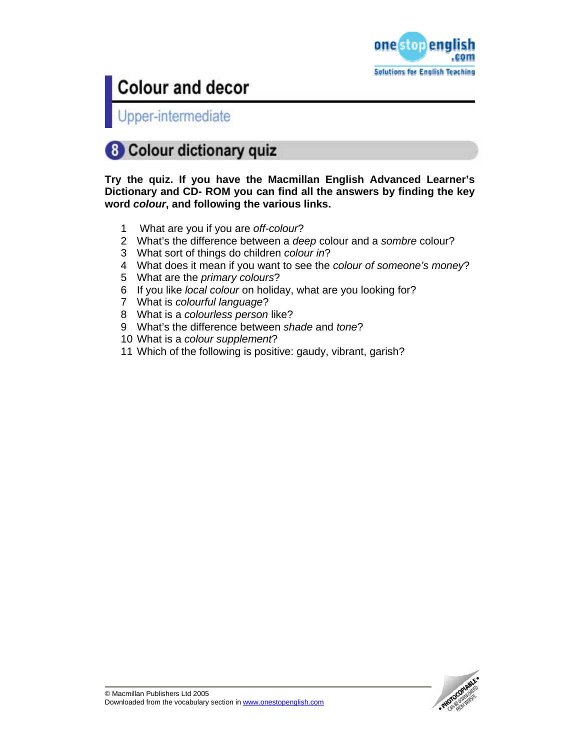# Colour and decor

## Upper-intermediate

### 8 Colour dictionary quiz

**Try the quiz. If you have the Macmillan English Advanced Learner's Dictionary and CD- ROM you can find all the answers by finding the key word *colour*, and following the various links.**

1. What are you if you are *off-colour*?
2. What's the difference between a *deep* colour and a *sombre* colour?
3. What sort of things do children *colour in*?
4. What does it mean if you want to see the *colour of someone's money*?
5. What are the *primary colours*?
6. If you like *local colour* on holiday, what are you looking for?
7. What is *colourful language*?
8. What is a *colourless person* like?
9. What's the difference between *shade* and *tone*?
10. What is a *colour supplement*?
11. Which of the following is positive: gaudy, vibrant, garish?

© Macmillan Publishers Ltd 2005
Downloaded from the vocabulary section in www.onestopenglish.com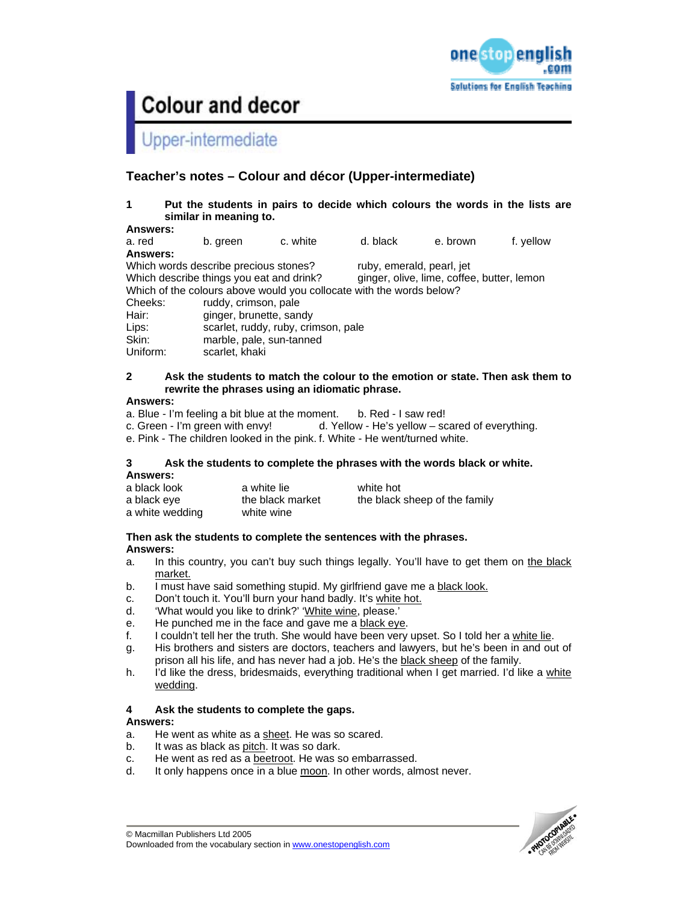# Colour and decor

## Upper-intermediate

### Teacher's notes – Colour and décor (Upper-intermediate)

**1 Put the students in pairs to decide which colours the words in the lists are similar in meaning to.**

**Answers:**

a. red  b. green  c. white  d. black  e. brown  f. yellow

**Answers:**

Which words describe precious stones? ruby, emerald, pearl, jet
Which describe things you eat and drink? ginger, olive, lime, coffee, butter, lemon
Which of the colours above would you collocate with the words below?

| | |
|---|---|
| Cheeks: | ruddy, crimson, pale |
| Hair: | ginger, brunette, sandy |
| Lips: | scarlet, ruddy, ruby, crimson, pale |
| Skin: | marble, pale, sun-tanned |
| Uniform: | scarlet, khaki |

**2 Ask the students to match the colour to the emotion or state. Then ask them to rewrite the phrases using an idiomatic phrase.**

**Answers:**

a. Blue - I'm feeling a bit blue at the moment.
b. Red - I saw red!
c. Green - I'm green with envy!
d. Yellow - He's yellow – scared of everything.
e. Pink - The children looked in the pink.
f. White - He went/turned white.

**3 Ask the students to complete the phrases with the words black or white.**

**Answers:**

| | | |
|---|---|---|
| a black look | a white lie | white hot |
| a black eye | the black market | the black sheep of the family |
| a white wedding | white wine | |

**Then ask the students to complete the sentences with the phrases.**

**Answers:**

a. In this country, you can't buy such things legally. You'll have to get them on the black market.
b. I must have said something stupid. My girlfriend gave me a black look.
c. Don't touch it. You'll burn your hand badly. It's white hot.
d. 'What would you like to drink?' 'White wine, please.'
e. He punched me in the face and gave me a black eye.
f. I couldn't tell her the truth. She would have been very upset. So I told her a white lie.
g. His brothers and sisters are doctors, teachers and lawyers, but he's been in and out of prison all his life, and has never had a job. He's the black sheep of the family.
h. I'd like the dress, bridesmaids, everything traditional when I get married. I'd like a white wedding.

**4 Ask the students to complete the gaps.**

**Answers:**

a. He went as white as a sheet. He was so scared.
b. It was as black as pitch. It was so dark.
c. He went as red as a beetroot. He was so embarrassed.
d. It only happens once in a blue moon. In other words, almost never.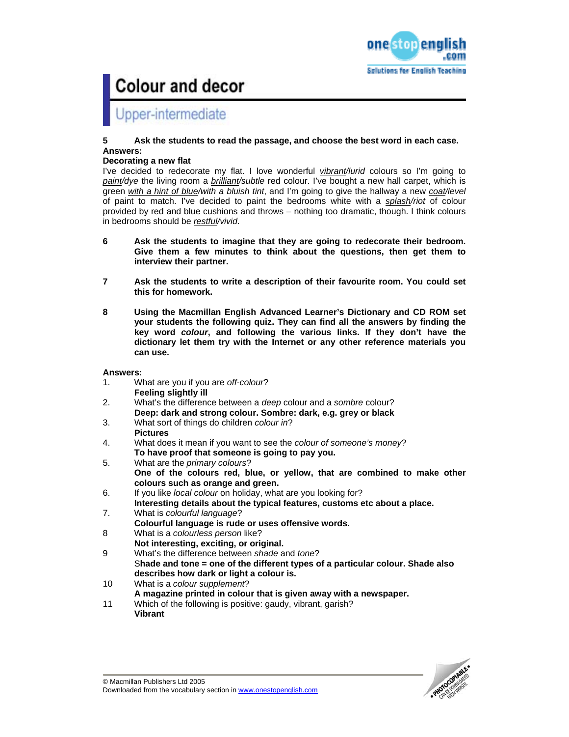# Colour and decor

## Upper-intermediate

**5 Ask the students to read the passage, and choose the best word in each case.**

**Answers:**

**Decorating a new flat**

I've decided to redecorate my flat. I love wonderful *vibrant*/*lurid* colours so I'm going to *paint*/*dye* the living room a *brilliant*/*subtle* red colour. I've bought a new hall carpet, which is green *with a hint of blue*/*with a bluish tint*, and I'm going to give the hallway a new *coat*/*level* of paint to match. I've decided to paint the bedrooms white with a *splash*/*riot* of colour provided by red and blue cushions and throws – nothing too dramatic, though. I think colours in bedrooms should be *restful*/*vivid*.

**6 Ask the students to imagine that they are going to redecorate their bedroom. Give them a few minutes to think about the questions, then get them to interview their partner.**

**7 Ask the students to write a description of their favourite room. You could set this for homework.**

**8 Using the Macmillan English Advanced Learner's Dictionary and CD ROM set your students the following quiz. They can find all the answers by finding the key word *colour*, and following the various links. If they don't have the dictionary let them try with the Internet or any other reference materials you can use.**

**Answers:**

1. What are you if you are *off-colour*?
   **Feeling slightly ill**
2. What's the difference between a *deep* colour and a *sombre* colour?
   **Deep: dark and strong colour. Sombre: dark, e.g. grey or black**
3. What sort of things do children *colour in*?
   **Pictures**
4. What does it mean if you want to see the *colour of someone's money*?
   **To have proof that someone is going to pay you.**
5. What are the *primary colours*?
   **One of the colours red, blue, or yellow, that are combined to make other colours such as orange and green.**
6. If you like *local colour* on holiday, what are you looking for?
   **Interesting details about the typical features, customs etc about a place.**
7. What is *colourful language*?
   **Colourful language is rude or uses offensive words.**
8. What is a *colourless person* like?
   **Not interesting, exciting, or original.**
9. What's the difference between *shade* and *tone*?
   **Shade and tone = one of the different types of a particular colour. Shade also describes how dark or light a colour is.**
10. What is a *colour supplement*?
    **A magazine printed in colour that is given away with a newspaper.**
11. Which of the following is positive: gaudy, vibrant, garish?
    **Vibrant**

© Macmillan Publishers Ltd 2005
Downloaded from the vocabulary section in www.onestopenglish.com